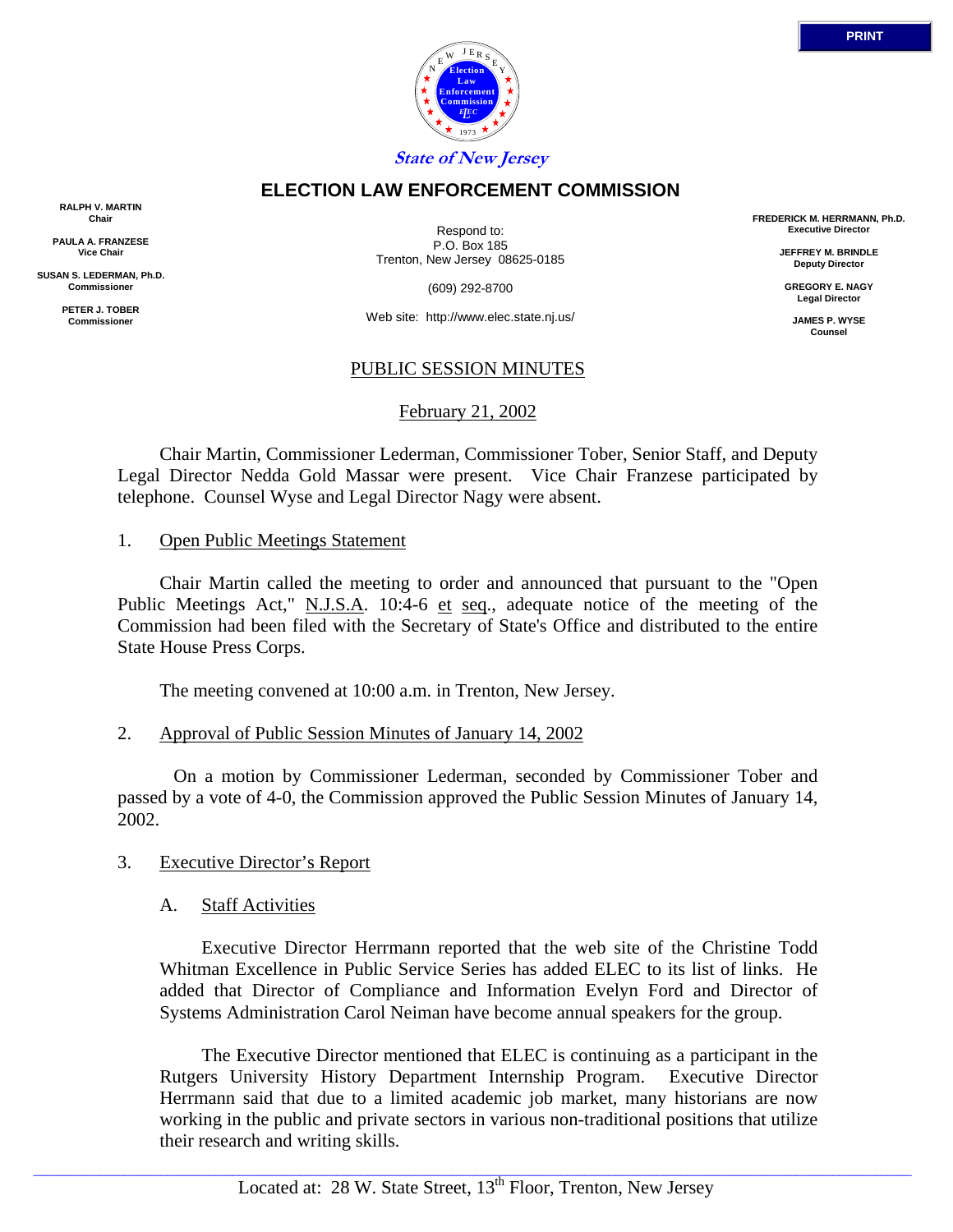State of New Jersey

# ELECTION LAW ENFORCEMENT COMMISSION

**RALPH V. MARTIN**
Chair

**PAULA A. FRANZESE**
Vice Chair

**SUSAN S. LEDERMAN, Ph.D.**
Commissioner

**PETER J. TOBER**
Commissioner

Respond to:
P.O. Box 185
Trenton, New Jersey 08625-0185

(609) 292-8700

Web site: http://www.elec.state.nj.us/

**FREDERICK M. HERRMANN, Ph.D.**
Executive Director

**JEFFREY M. BRINDLE**
Deputy Director

**GREGORY E. NAGY**
Legal Director

**JAMES P. WYSE**
Counsel

PUBLIC SESSION MINUTES

February 21, 2002

Chair Martin, Commissioner Lederman, Commissioner Tober, Senior Staff, and Deputy Legal Director Nedda Gold Massar were present. Vice Chair Franzese participated by telephone. Counsel Wyse and Legal Director Nagy were absent.

1. Open Public Meetings Statement

Chair Martin called the meeting to order and announced that pursuant to the "Open Public Meetings Act," N.J.S.A. 10:4-6 et seq., adequate notice of the meeting of the Commission had been filed with the Secretary of State's Office and distributed to the entire State House Press Corps.

The meeting convened at 10:00 a.m. in Trenton, New Jersey.

2. Approval of Public Session Minutes of January 14, 2002

On a motion by Commissioner Lederman, seconded by Commissioner Tober and passed by a vote of 4-0, the Commission approved the Public Session Minutes of January 14, 2002.

3. Executive Director's Report

A. Staff Activities

Executive Director Herrmann reported that the web site of the Christine Todd Whitman Excellence in Public Service Series has added ELEC to its list of links. He added that Director of Compliance and Information Evelyn Ford and Director of Systems Administration Carol Neiman have become annual speakers for the group.

The Executive Director mentioned that ELEC is continuing as a participant in the Rutgers University History Department Internship Program. Executive Director Herrmann said that due to a limited academic job market, many historians are now working in the public and private sectors in various non-traditional positions that utilize their research and writing skills.

Located at: 28 W. State Street, 13th Floor, Trenton, New Jersey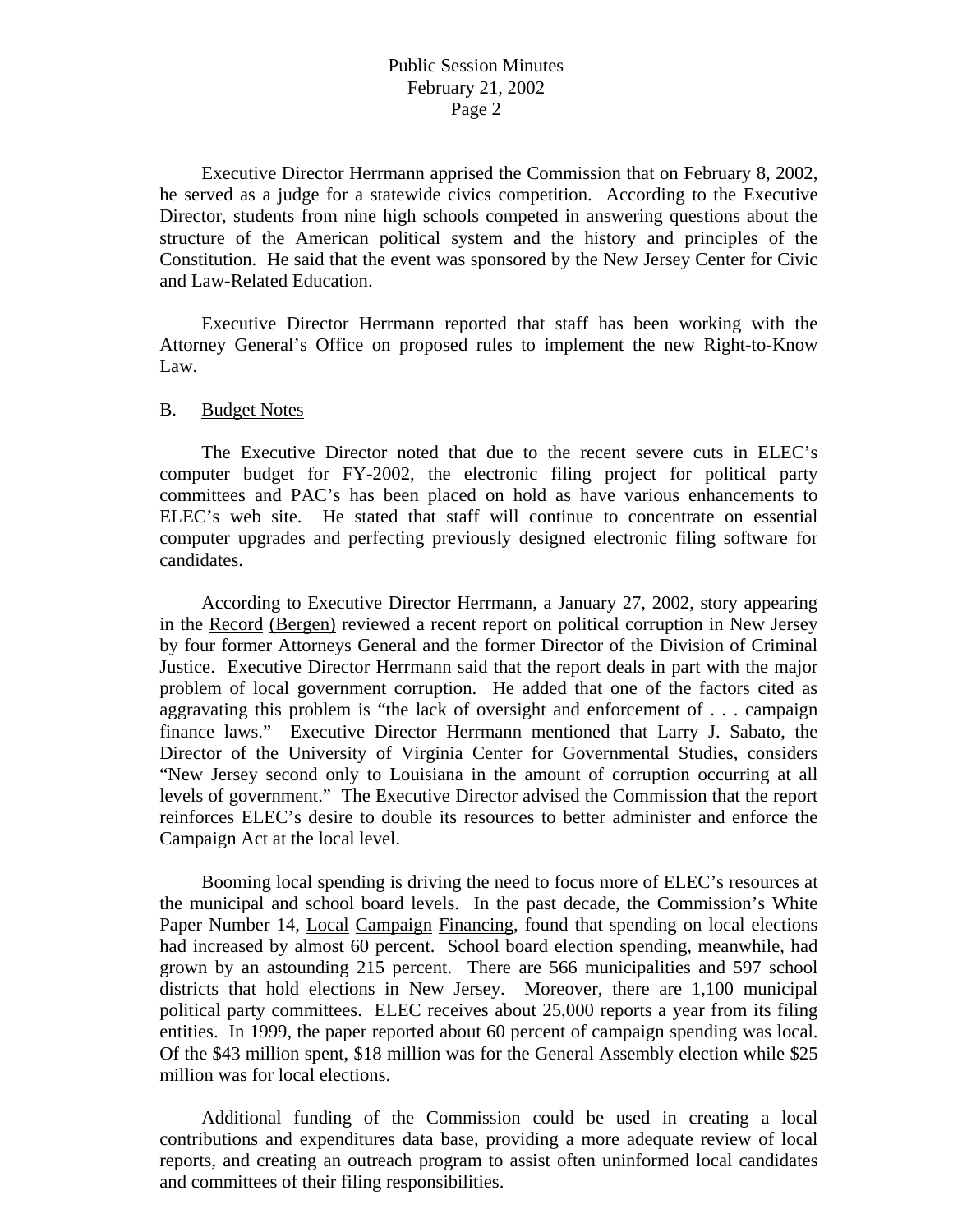Executive Director Herrmann apprised the Commission that on February 8, 2002, he served as a judge for a statewide civics competition. According to the Executive Director, students from nine high schools competed in answering questions about the structure of the American political system and the history and principles of the Constitution. He said that the event was sponsored by the New Jersey Center for Civic and Law-Related Education.

Executive Director Herrmann reported that staff has been working with the Attorney General's Office on proposed rules to implement the new Right-to-Know Law.

B. Budget Notes

The Executive Director noted that due to the recent severe cuts in ELEC's computer budget for FY-2002, the electronic filing project for political party committees and PAC's has been placed on hold as have various enhancements to ELEC's web site. He stated that staff will continue to concentrate on essential computer upgrades and perfecting previously designed electronic filing software for candidates.

According to Executive Director Herrmann, a January 27, 2002, story appearing in the Record (Bergen) reviewed a recent report on political corruption in New Jersey by four former Attorneys General and the former Director of the Division of Criminal Justice. Executive Director Herrmann said that the report deals in part with the major problem of local government corruption. He added that one of the factors cited as aggravating this problem is "the lack of oversight and enforcement of . . . campaign finance laws." Executive Director Herrmann mentioned that Larry J. Sabato, the Director of the University of Virginia Center for Governmental Studies, considers "New Jersey second only to Louisiana in the amount of corruption occurring at all levels of government." The Executive Director advised the Commission that the report reinforces ELEC's desire to double its resources to better administer and enforce the Campaign Act at the local level.

Booming local spending is driving the need to focus more of ELEC's resources at the municipal and school board levels. In the past decade, the Commission's White Paper Number 14, Local Campaign Financing, found that spending on local elections had increased by almost 60 percent. School board election spending, meanwhile, had grown by an astounding 215 percent. There are 566 municipalities and 597 school districts that hold elections in New Jersey. Moreover, there are 1,100 municipal political party committees. ELEC receives about 25,000 reports a year from its filing entities. In 1999, the paper reported about 60 percent of campaign spending was local. Of the \$43 million spent, \$18 million was for the General Assembly election while \$25 million was for local elections.

Additional funding of the Commission could be used in creating a local contributions and expenditures data base, providing a more adequate review of local reports, and creating an outreach program to assist often uninformed local candidates and committees of their filing responsibilities.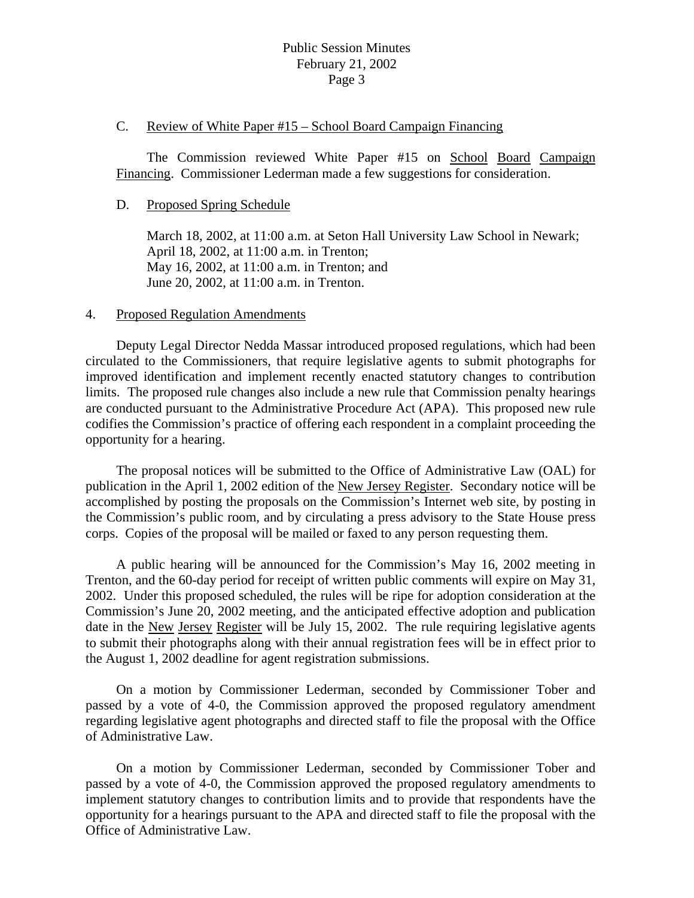C. Review of White Paper #15 – School Board Campaign Financing

The Commission reviewed White Paper #15 on School Board Campaign Financing. Commissioner Lederman made a few suggestions for consideration.

D. Proposed Spring Schedule

March 18, 2002, at 11:00 a.m. at Seton Hall University Law School in Newark;
April 18, 2002, at 11:00 a.m. in Trenton;
May 16, 2002, at 11:00 a.m. in Trenton; and
June 20, 2002, at 11:00 a.m. in Trenton.

4. Proposed Regulation Amendments

Deputy Legal Director Nedda Massar introduced proposed regulations, which had been circulated to the Commissioners, that require legislative agents to submit photographs for improved identification and implement recently enacted statutory changes to contribution limits. The proposed rule changes also include a new rule that Commission penalty hearings are conducted pursuant to the Administrative Procedure Act (APA). This proposed new rule codifies the Commission's practice of offering each respondent in a complaint proceeding the opportunity for a hearing.

The proposal notices will be submitted to the Office of Administrative Law (OAL) for publication in the April 1, 2002 edition of the New Jersey Register. Secondary notice will be accomplished by posting the proposals on the Commission's Internet web site, by posting in the Commission's public room, and by circulating a press advisory to the State House press corps. Copies of the proposal will be mailed or faxed to any person requesting them.

A public hearing will be announced for the Commission's May 16, 2002 meeting in Trenton, and the 60-day period for receipt of written public comments will expire on May 31, 2002. Under this proposed scheduled, the rules will be ripe for adoption consideration at the Commission's June 20, 2002 meeting, and the anticipated effective adoption and publication date in the New Jersey Register will be July 15, 2002. The rule requiring legislative agents to submit their photographs along with their annual registration fees will be in effect prior to the August 1, 2002 deadline for agent registration submissions.

On a motion by Commissioner Lederman, seconded by Commissioner Tober and passed by a vote of 4-0, the Commission approved the proposed regulatory amendment regarding legislative agent photographs and directed staff to file the proposal with the Office of Administrative Law.

On a motion by Commissioner Lederman, seconded by Commissioner Tober and passed by a vote of 4-0, the Commission approved the proposed regulatory amendments to implement statutory changes to contribution limits and to provide that respondents have the opportunity for a hearings pursuant to the APA and directed staff to file the proposal with the Office of Administrative Law.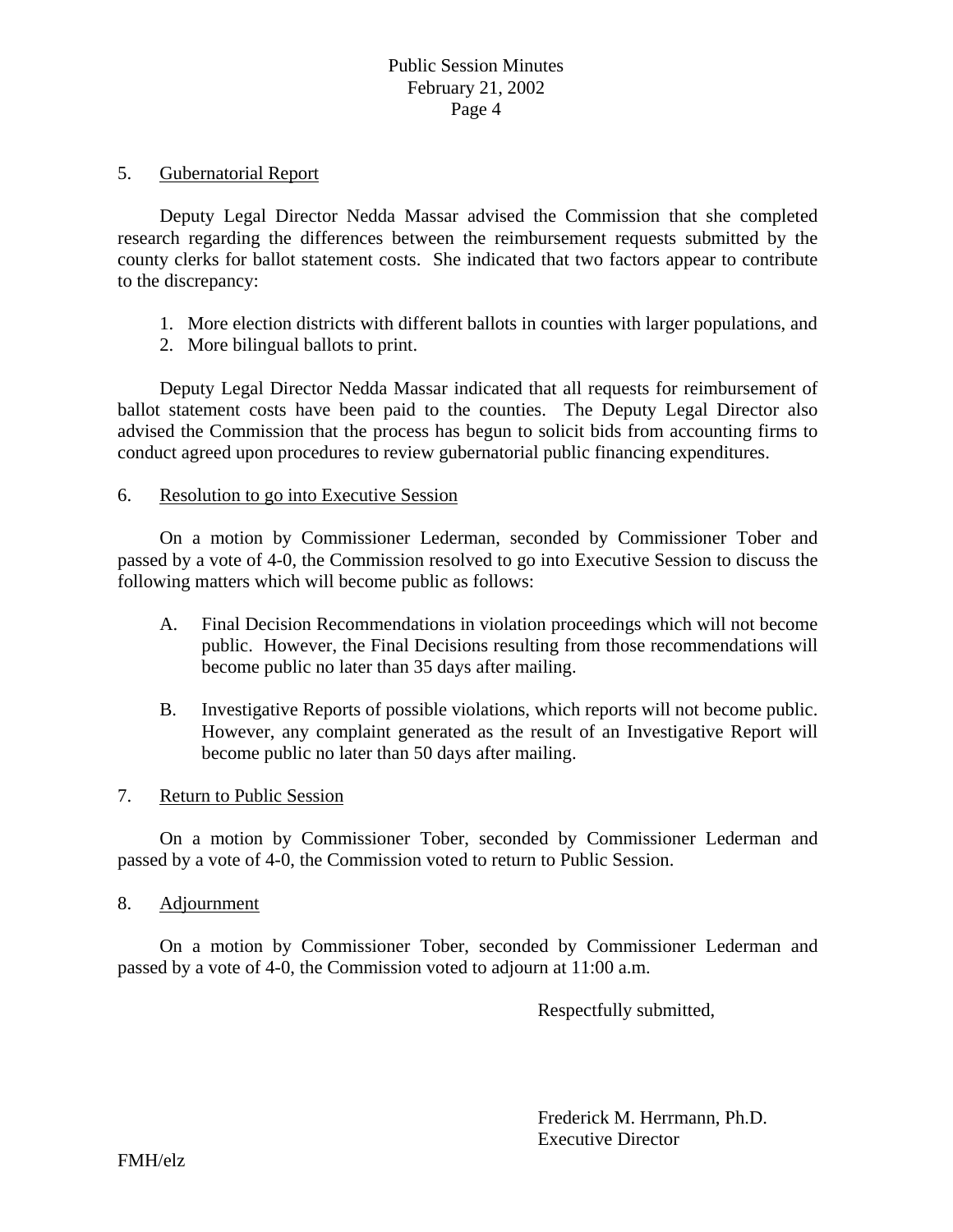5. Gubernatorial Report

Deputy Legal Director Nedda Massar advised the Commission that she completed research regarding the differences between the reimbursement requests submitted by the county clerks for ballot statement costs. She indicated that two factors appear to contribute to the discrepancy:

1. More election districts with different ballots in counties with larger populations, and
2. More bilingual ballots to print.

Deputy Legal Director Nedda Massar indicated that all requests for reimbursement of ballot statement costs have been paid to the counties. The Deputy Legal Director also advised the Commission that the process has begun to solicit bids from accounting firms to conduct agreed upon procedures to review gubernatorial public financing expenditures.

6. Resolution to go into Executive Session

On a motion by Commissioner Lederman, seconded by Commissioner Tober and passed by a vote of 4-0, the Commission resolved to go into Executive Session to discuss the following matters which will become public as follows:

A. Final Decision Recommendations in violation proceedings which will not become public. However, the Final Decisions resulting from those recommendations will become public no later than 35 days after mailing.

B. Investigative Reports of possible violations, which reports will not become public. However, any complaint generated as the result of an Investigative Report will become public no later than 50 days after mailing.

7. Return to Public Session

On a motion by Commissioner Tober, seconded by Commissioner Lederman and passed by a vote of 4-0, the Commission voted to return to Public Session.

8. Adjournment

On a motion by Commissioner Tober, seconded by Commissioner Lederman and passed by a vote of 4-0, the Commission voted to adjourn at 11:00 a.m.

Respectfully submitted,

Frederick M. Herrmann, Ph.D.
Executive Director

FMH/elz